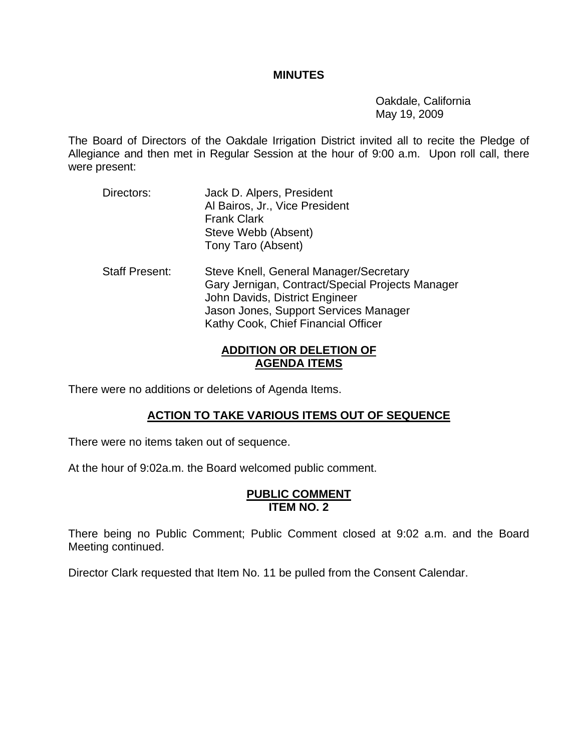# MINUTES

Oakdale, California
May 19, 2009

The Board of Directors of the Oakdale Irrigation District invited all to recite the Pledge of Allegiance and then met in Regular Session at the hour of 9:00 a.m. Upon roll call, there were present:

Directors:
- Jack D. Alpers, President
- Al Bairos, Jr., Vice President
- Frank Clark
- Steve Webb (Absent)
- Tony Taro (Absent)

Staff Present:
- Steve Knell, General Manager/Secretary
- Gary Jernigan, Contract/Special Projects Manager
- John Davids, District Engineer
- Jason Jones, Support Services Manager
- Kathy Cook, Chief Financial Officer

## ADDITION OR DELETION OF AGENDA ITEMS

There were no additions or deletions of Agenda Items.

## ACTION TO TAKE VARIOUS ITEMS OUT OF SEQUENCE

There were no items taken out of sequence.

At the hour of 9:02a.m. the Board welcomed public comment.

## PUBLIC COMMENT ITEM NO. 2

There being no Public Comment; Public Comment closed at 9:02 a.m. and the Board Meeting continued.

Director Clark requested that Item No. 11 be pulled from the Consent Calendar.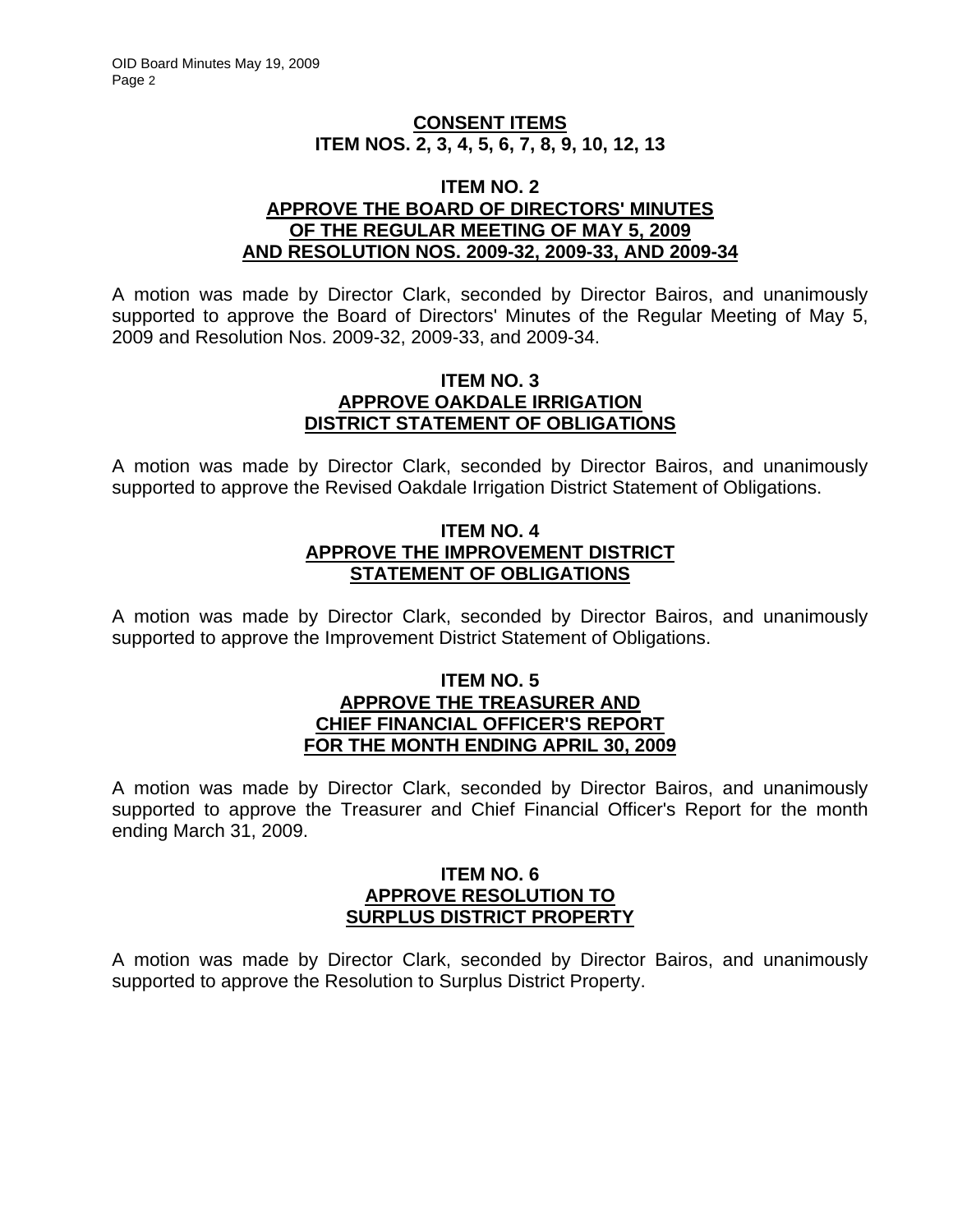## CONSENT ITEMS
## ITEM NOS. 2, 3, 4, 5, 6, 7, 8, 9, 10, 12, 13

### ITEM NO. 2
### APPROVE THE BOARD OF DIRECTORS' MINUTES OF THE REGULAR MEETING OF MAY 5, 2009 AND RESOLUTION NOS. 2009-32, 2009-33, AND 2009-34

A motion was made by Director Clark, seconded by Director Bairos, and unanimously supported to approve the Board of Directors' Minutes of the Regular Meeting of May 5, 2009 and Resolution Nos. 2009-32, 2009-33, and 2009-34.

### ITEM NO. 3
### APPROVE OAKDALE IRRIGATION DISTRICT STATEMENT OF OBLIGATIONS

A motion was made by Director Clark, seconded by Director Bairos, and unanimously supported to approve the Revised Oakdale Irrigation District Statement of Obligations.

### ITEM NO. 4
### APPROVE THE IMPROVEMENT DISTRICT STATEMENT OF OBLIGATIONS

A motion was made by Director Clark, seconded by Director Bairos, and unanimously supported to approve the Improvement District Statement of Obligations.

### ITEM NO. 5
### APPROVE THE TREASURER AND CHIEF FINANCIAL OFFICER'S REPORT FOR THE MONTH ENDING APRIL 30, 2009

A motion was made by Director Clark, seconded by Director Bairos, and unanimously supported to approve the Treasurer and Chief Financial Officer's Report for the month ending March 31, 2009.

### ITEM NO. 6
### APPROVE RESOLUTION TO SURPLUS DISTRICT PROPERTY

A motion was made by Director Clark, seconded by Director Bairos, and unanimously supported to approve the Resolution to Surplus District Property.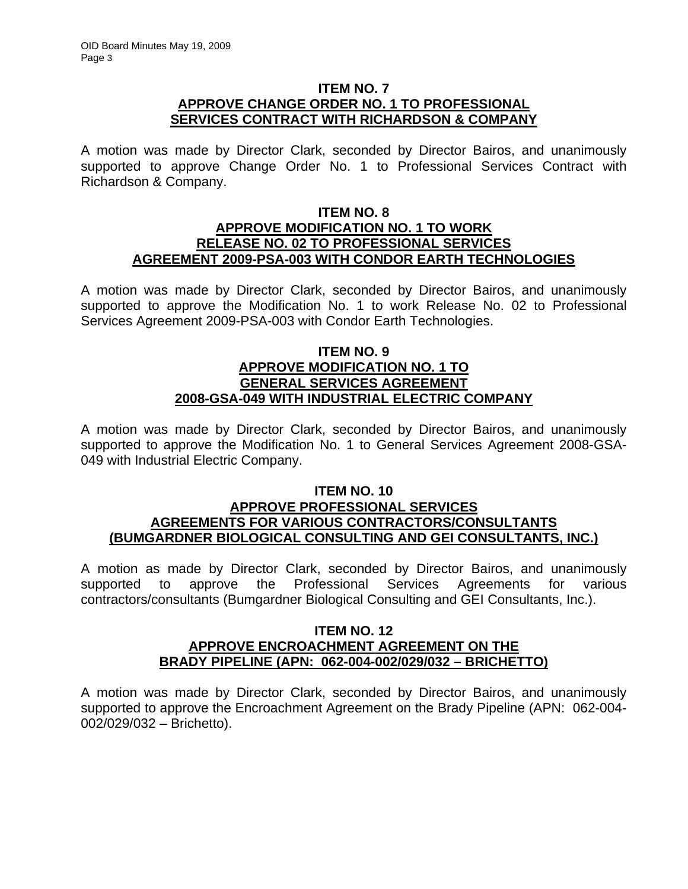## ITEM NO. 7
## APPROVE CHANGE ORDER NO. 1 TO PROFESSIONAL SERVICES CONTRACT WITH RICHARDSON & COMPANY

A motion was made by Director Clark, seconded by Director Bairos, and unanimously supported to approve Change Order No. 1 to Professional Services Contract with Richardson & Company.

## ITEM NO. 8
## APPROVE MODIFICATION NO. 1 TO WORK RELEASE NO. 02 TO PROFESSIONAL SERVICES AGREEMENT 2009-PSA-003 WITH CONDOR EARTH TECHNOLOGIES

A motion was made by Director Clark, seconded by Director Bairos, and unanimously supported to approve the Modification No. 1 to work Release No. 02 to Professional Services Agreement 2009-PSA-003 with Condor Earth Technologies.

## ITEM NO. 9
## APPROVE MODIFICATION NO. 1 TO GENERAL SERVICES AGREEMENT 2008-GSA-049 WITH INDUSTRIAL ELECTRIC COMPANY

A motion was made by Director Clark, seconded by Director Bairos, and unanimously supported to approve the Modification No. 1 to General Services Agreement 2008-GSA-049 with Industrial Electric Company.

## ITEM NO. 10
## APPROVE PROFESSIONAL SERVICES AGREEMENTS FOR VARIOUS CONTRACTORS/CONSULTANTS (BUMGARDNER BIOLOGICAL CONSULTING AND GEI CONSULTANTS, INC.)

A motion as made by Director Clark, seconded by Director Bairos, and unanimously supported to approve the Professional Services Agreements for various contractors/consultants (Bumgardner Biological Consulting and GEI Consultants, Inc.).

## ITEM NO. 12
## APPROVE ENCROACHMENT AGREEMENT ON THE BRADY PIPELINE (APN: 062-004-002/029/032 – BRICHETTO)

A motion was made by Director Clark, seconded by Director Bairos, and unanimously supported to approve the Encroachment Agreement on the Brady Pipeline (APN: 062-004-002/029/032 – Brichetto).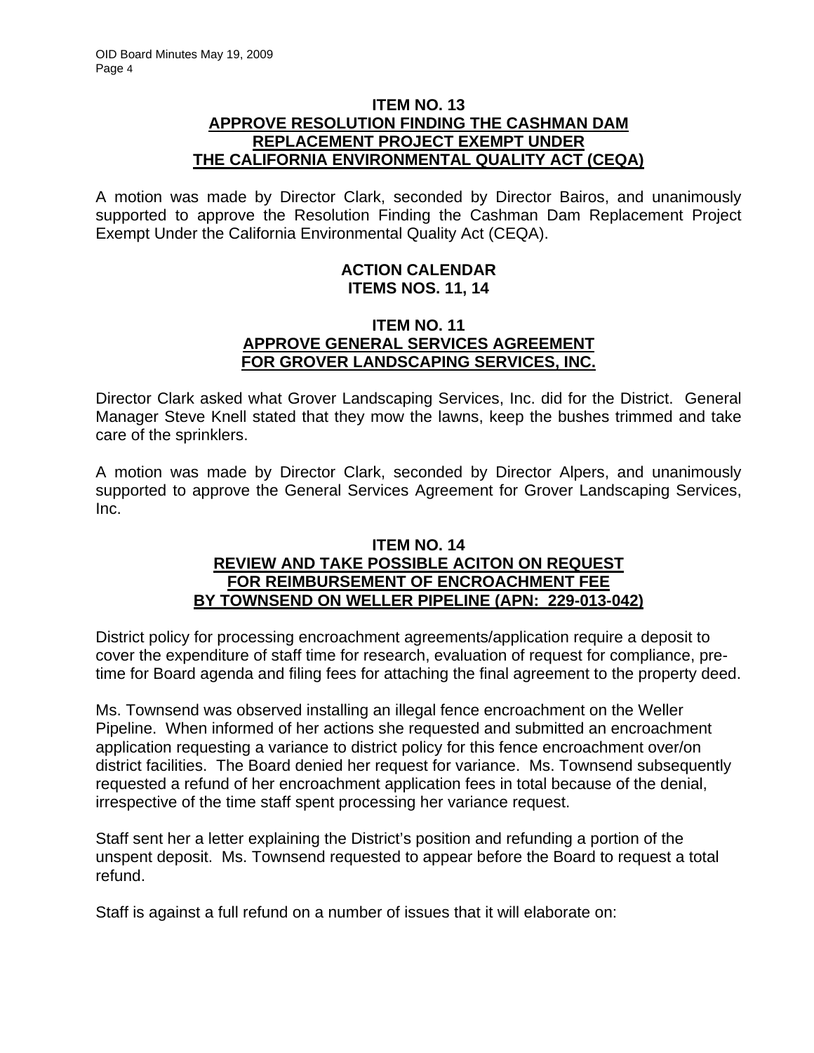### ITEM NO. 13
### APPROVE RESOLUTION FINDING THE CASHMAN DAM REPLACEMENT PROJECT EXEMPT UNDER THE CALIFORNIA ENVIRONMENTAL QUALITY ACT (CEQA)

A motion was made by Director Clark, seconded by Director Bairos, and unanimously supported to approve the Resolution Finding the Cashman Dam Replacement Project Exempt Under the California Environmental Quality Act (CEQA).

## ACTION CALENDAR
## ITEMS NOS. 11, 14

### ITEM NO. 11
### APPROVE GENERAL SERVICES AGREEMENT FOR GROVER LANDSCAPING SERVICES, INC.

Director Clark asked what Grover Landscaping Services, Inc. did for the District. General Manager Steve Knell stated that they mow the lawns, keep the bushes trimmed and take care of the sprinklers.

A motion was made by Director Clark, seconded by Director Alpers, and unanimously supported to approve the General Services Agreement for Grover Landscaping Services, Inc.

### ITEM NO. 14
### REVIEW AND TAKE POSSIBLE ACITON ON REQUEST FOR REIMBURSEMENT OF ENCROACHMENT FEE BY TOWNSEND ON WELLER PIPELINE (APN: 229-013-042)

District policy for processing encroachment agreements/application require a deposit to cover the expenditure of staff time for research, evaluation of request for compliance, pre-time for Board agenda and filing fees for attaching the final agreement to the property deed.

Ms. Townsend was observed installing an illegal fence encroachment on the Weller Pipeline. When informed of her actions she requested and submitted an encroachment application requesting a variance to district policy for this fence encroachment over/on district facilities. The Board denied her request for variance. Ms. Townsend subsequently requested a refund of her encroachment application fees in total because of the denial, irrespective of the time staff spent processing her variance request.

Staff sent her a letter explaining the District's position and refunding a portion of the unspent deposit. Ms. Townsend requested to appear before the Board to request a total refund.

Staff is against a full refund on a number of issues that it will elaborate on: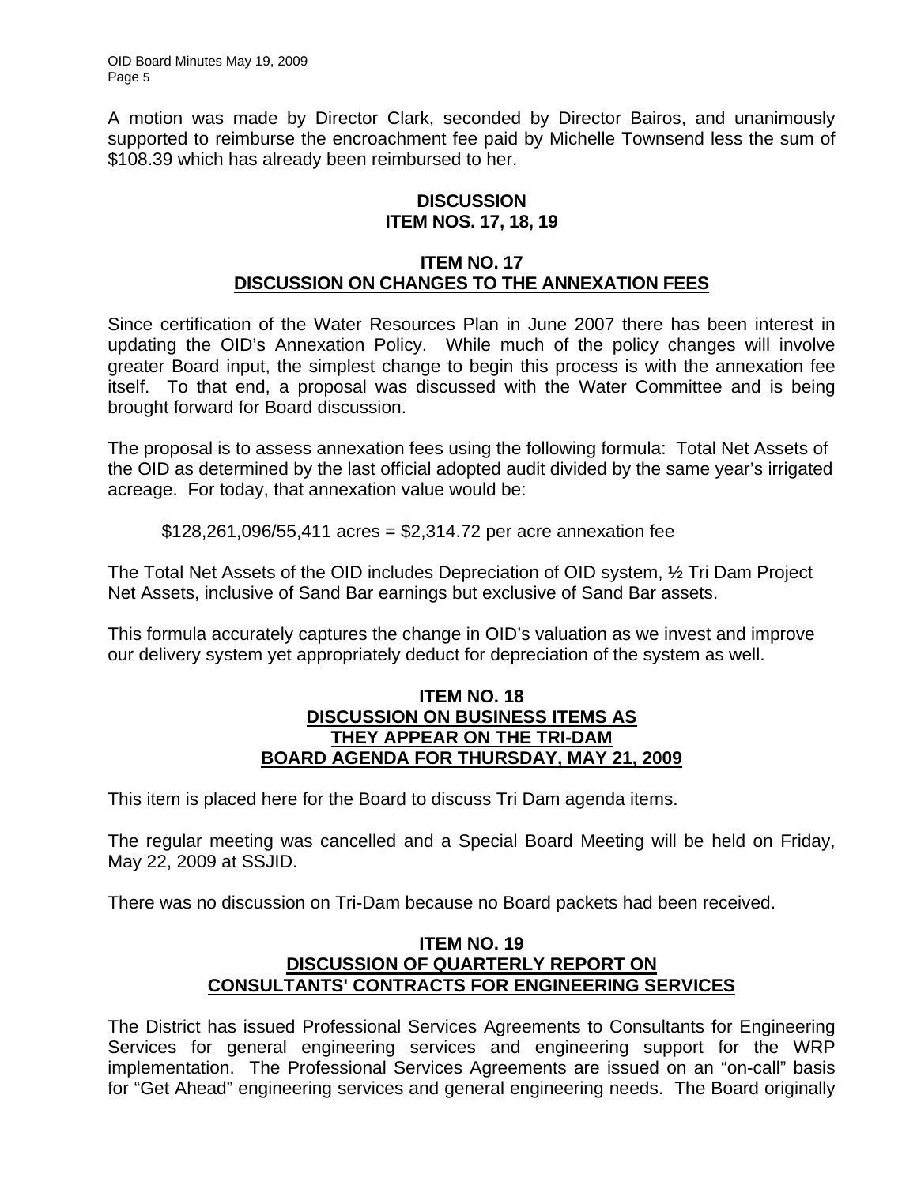A motion was made by Director Clark, seconded by Director Bairos, and unanimously supported to reimburse the encroachment fee paid by Michelle Townsend less the sum of \$108.39 which has already been reimbursed to her.

## DISCUSSION
## ITEM NOS. 17, 18, 19

### ITEM NO. 17
### DISCUSSION ON CHANGES TO THE ANNEXATION FEES

Since certification of the Water Resources Plan in June 2007 there has been interest in updating the OID's Annexation Policy. While much of the policy changes will involve greater Board input, the simplest change to begin this process is with the annexation fee itself. To that end, a proposal was discussed with the Water Committee and is being brought forward for Board discussion.

The proposal is to assess annexation fees using the following formula: Total Net Assets of the OID as determined by the last official adopted audit divided by the same year's irrigated acreage. For today, that annexation value would be:

\$128,261,096/55,411 acres = \$2,314.72 per acre annexation fee

The Total Net Assets of the OID includes Depreciation of OID system, ½ Tri Dam Project Net Assets, inclusive of Sand Bar earnings but exclusive of Sand Bar assets.

This formula accurately captures the change in OID's valuation as we invest and improve our delivery system yet appropriately deduct for depreciation of the system as well.

### ITEM NO. 18
### DISCUSSION ON BUSINESS ITEMS AS THEY APPEAR ON THE TRI-DAM BOARD AGENDA FOR THURSDAY, MAY 21, 2009

This item is placed here for the Board to discuss Tri Dam agenda items.

The regular meeting was cancelled and a Special Board Meeting will be held on Friday, May 22, 2009 at SSJID.

There was no discussion on Tri-Dam because no Board packets had been received.

### ITEM NO. 19
### DISCUSSION OF QUARTERLY REPORT ON CONSULTANTS' CONTRACTS FOR ENGINEERING SERVICES

The District has issued Professional Services Agreements to Consultants for Engineering Services for general engineering services and engineering support for the WRP implementation. The Professional Services Agreements are issued on an "on-call" basis for "Get Ahead" engineering services and general engineering needs. The Board originally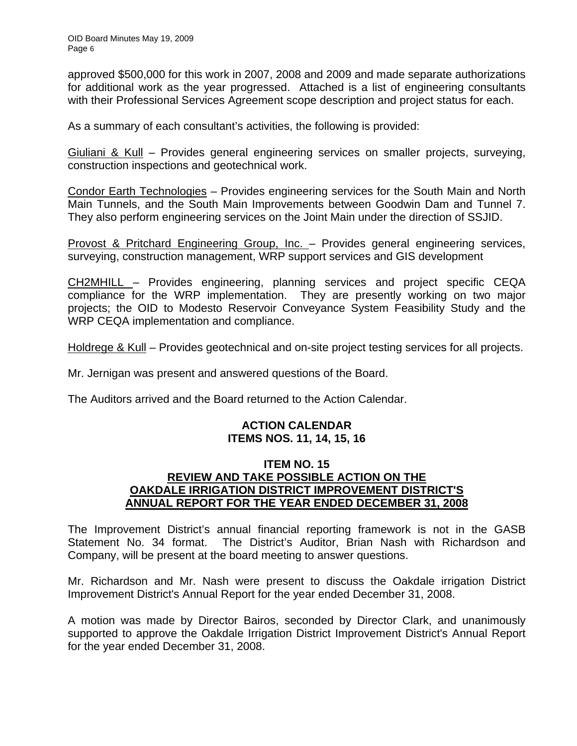approved $500,000 for this work in 2007, 2008 and 2009 and made separate authorizations for additional work as the year progressed. Attached is a list of engineering consultants with their Professional Services Agreement scope description and project status for each.

As a summary of each consultant's activities, the following is provided:

Giuliani & Kull – Provides general engineering services on smaller projects, surveying, construction inspections and geotechnical work.

Condor Earth Technologies – Provides engineering services for the South Main and North Main Tunnels, and the South Main Improvements between Goodwin Dam and Tunnel 7. They also perform engineering services on the Joint Main under the direction of SSJID.

Provost & Pritchard Engineering Group, Inc. – Provides general engineering services, surveying, construction management, WRP support services and GIS development

CH2MHILL – Provides engineering, planning services and project specific CEQA compliance for the WRP implementation. They are presently working on two major projects; the OID to Modesto Reservoir Conveyance System Feasibility Study and the WRP CEQA implementation and compliance.

Holdrege & Kull – Provides geotechnical and on-site project testing services for all projects.

Mr. Jernigan was present and answered questions of the Board.

The Auditors arrived and the Board returned to the Action Calendar.

## ACTION CALENDAR
## ITEMS NOS. 11, 14, 15, 16

### ITEM NO. 15
### REVIEW AND TAKE POSSIBLE ACTION ON THE OAKDALE IRRIGATION DISTRICT IMPROVEMENT DISTRICT'S ANNUAL REPORT FOR THE YEAR ENDED DECEMBER 31, 2008

The Improvement District's annual financial reporting framework is not in the GASB Statement No. 34 format. The District's Auditor, Brian Nash with Richardson and Company, will be present at the board meeting to answer questions.

Mr. Richardson and Mr. Nash were present to discuss the Oakdale irrigation District Improvement District's Annual Report for the year ended December 31, 2008.

A motion was made by Director Bairos, seconded by Director Clark, and unanimously supported to approve the Oakdale Irrigation District Improvement District's Annual Report for the year ended December 31, 2008.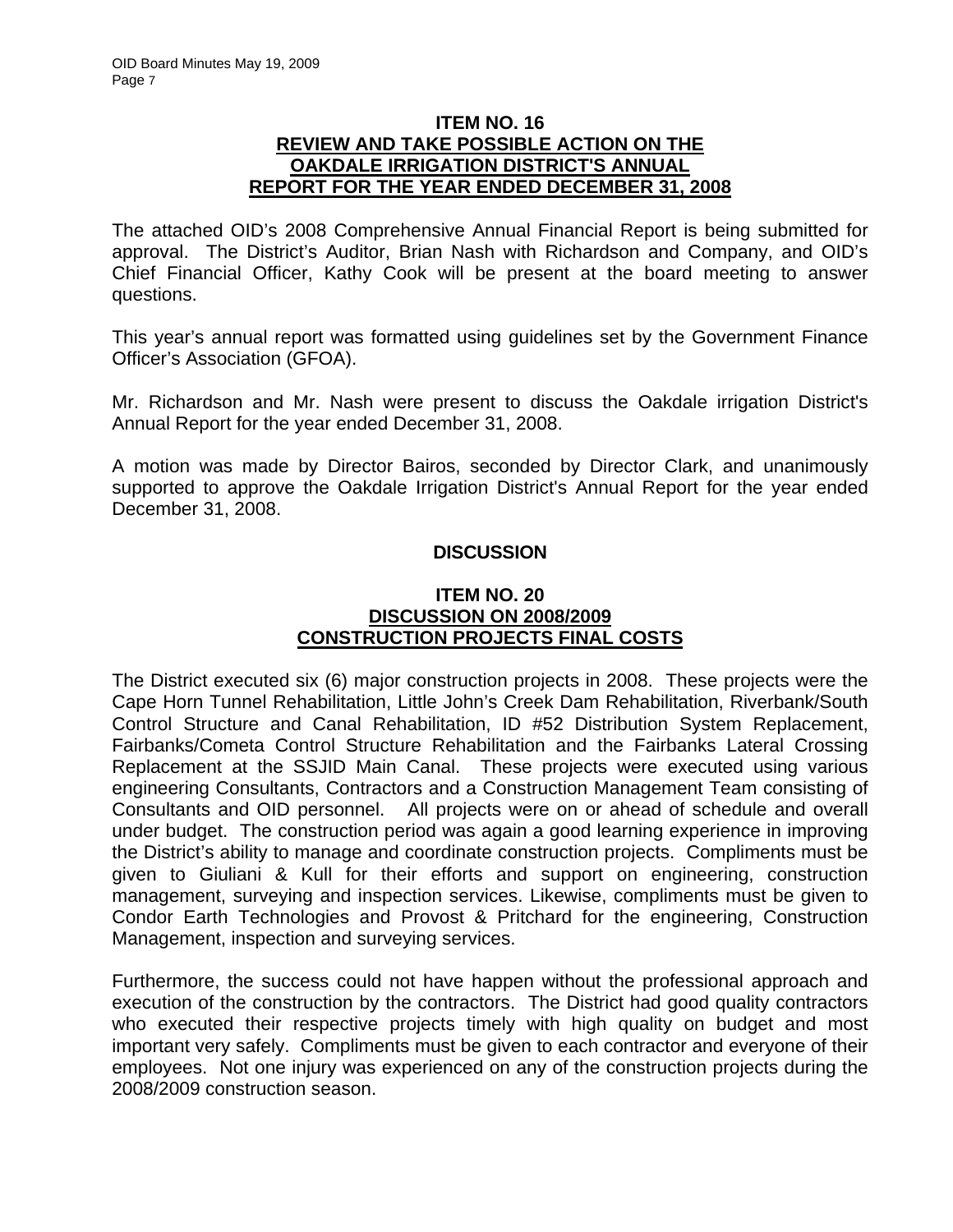**ITEM NO. 16**
**REVIEW AND TAKE POSSIBLE ACTION ON THE OAKDALE IRRIGATION DISTRICT'S ANNUAL REPORT FOR THE YEAR ENDED DECEMBER 31, 2008**

The attached OID's 2008 Comprehensive Annual Financial Report is being submitted for approval. The District's Auditor, Brian Nash with Richardson and Company, and OID's Chief Financial Officer, Kathy Cook will be present at the board meeting to answer questions.

This year's annual report was formatted using guidelines set by the Government Finance Officer's Association (GFOA).

Mr. Richardson and Mr. Nash were present to discuss the Oakdale irrigation District's Annual Report for the year ended December 31, 2008.

A motion was made by Director Bairos, seconded by Director Clark, and unanimously supported to approve the Oakdale Irrigation District's Annual Report for the year ended December 31, 2008.

**DISCUSSION**

**ITEM NO. 20**
**DISCUSSION ON 2008/2009 CONSTRUCTION PROJECTS FINAL COSTS**

The District executed six (6) major construction projects in 2008. These projects were the Cape Horn Tunnel Rehabilitation, Little John's Creek Dam Rehabilitation, Riverbank/South Control Structure and Canal Rehabilitation, ID #52 Distribution System Replacement, Fairbanks/Cometa Control Structure Rehabilitation and the Fairbanks Lateral Crossing Replacement at the SSJID Main Canal. These projects were executed using various engineering Consultants, Contractors and a Construction Management Team consisting of Consultants and OID personnel. All projects were on or ahead of schedule and overall under budget. The construction period was again a good learning experience in improving the District's ability to manage and coordinate construction projects. Compliments must be given to Giuliani & Kull for their efforts and support on engineering, construction management, surveying and inspection services. Likewise, compliments must be given to Condor Earth Technologies and Provost & Pritchard for the engineering, Construction Management, inspection and surveying services.

Furthermore, the success could not have happen without the professional approach and execution of the construction by the contractors. The District had good quality contractors who executed their respective projects timely with high quality on budget and most important very safely. Compliments must be given to each contractor and everyone of their employees. Not one injury was experienced on any of the construction projects during the 2008/2009 construction season.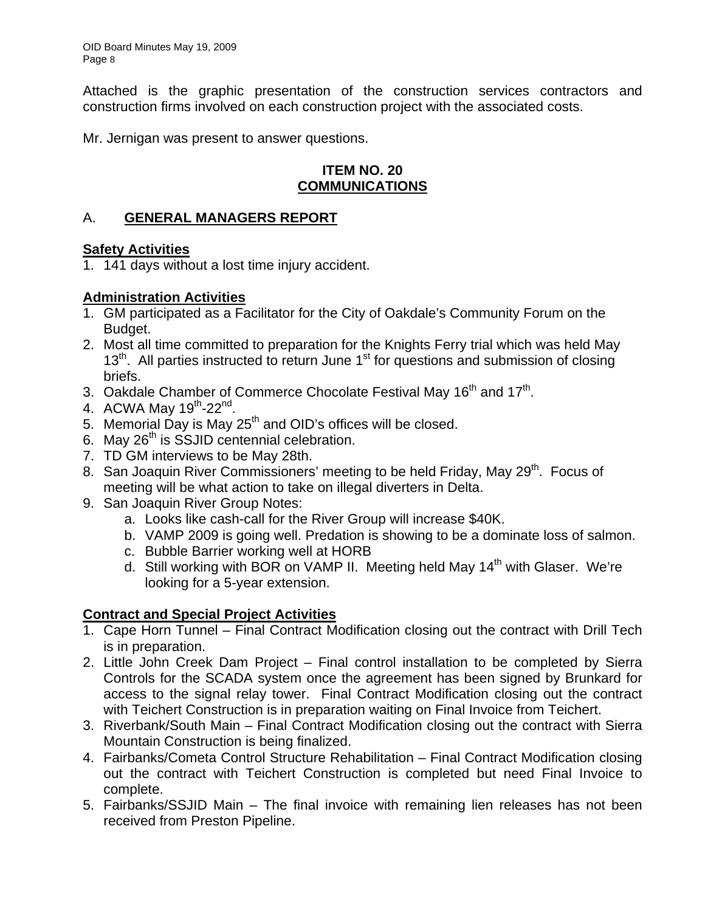Attached is the graphic presentation of the construction services contractors and construction firms involved on each construction project with the associated costs.

Mr. Jernigan was present to answer questions.

## ITEM NO. 20
## COMMUNICATIONS

### A. GENERAL MANAGERS REPORT

**Safety Activities**

1. 141 days without a lost time injury accident.

**Administration Activities**

1. GM participated as a Facilitator for the City of Oakdale's Community Forum on the Budget.
2. Most all time committed to preparation for the Knights Ferry trial which was held May 13th. All parties instructed to return June 1st for questions and submission of closing briefs.
3. Oakdale Chamber of Commerce Chocolate Festival May 16th and 17th.
4. ACWA May 19th-22nd.
5. Memorial Day is May 25th and OID's offices will be closed.
6. May 26th is SSJID centennial celebration.
7. TD GM interviews to be May 28th.
8. San Joaquin River Commissioners' meeting to be held Friday, May 29th. Focus of meeting will be what action to take on illegal diverters in Delta.
9. San Joaquin River Group Notes:
    a. Looks like cash-call for the River Group will increase $40K.
    b. VAMP 2009 is going well. Predation is showing to be a dominate loss of salmon.
    c. Bubble Barrier working well at HORB
    d. Still working with BOR on VAMP II. Meeting held May 14th with Glaser. We're looking for a 5-year extension.

**Contract and Special Project Activities**

1. Cape Horn Tunnel – Final Contract Modification closing out the contract with Drill Tech is in preparation.
2. Little John Creek Dam Project – Final control installation to be completed by Sierra Controls for the SCADA system once the agreement has been signed by Brunkard for access to the signal relay tower. Final Contract Modification closing out the contract with Teichert Construction is in preparation waiting on Final Invoice from Teichert.
3. Riverbank/South Main – Final Contract Modification closing out the contract with Sierra Mountain Construction is being finalized.
4. Fairbanks/Cometa Control Structure Rehabilitation – Final Contract Modification closing out the contract with Teichert Construction is completed but need Final Invoice to complete.
5. Fairbanks/SSJID Main – The final invoice with remaining lien releases has not been received from Preston Pipeline.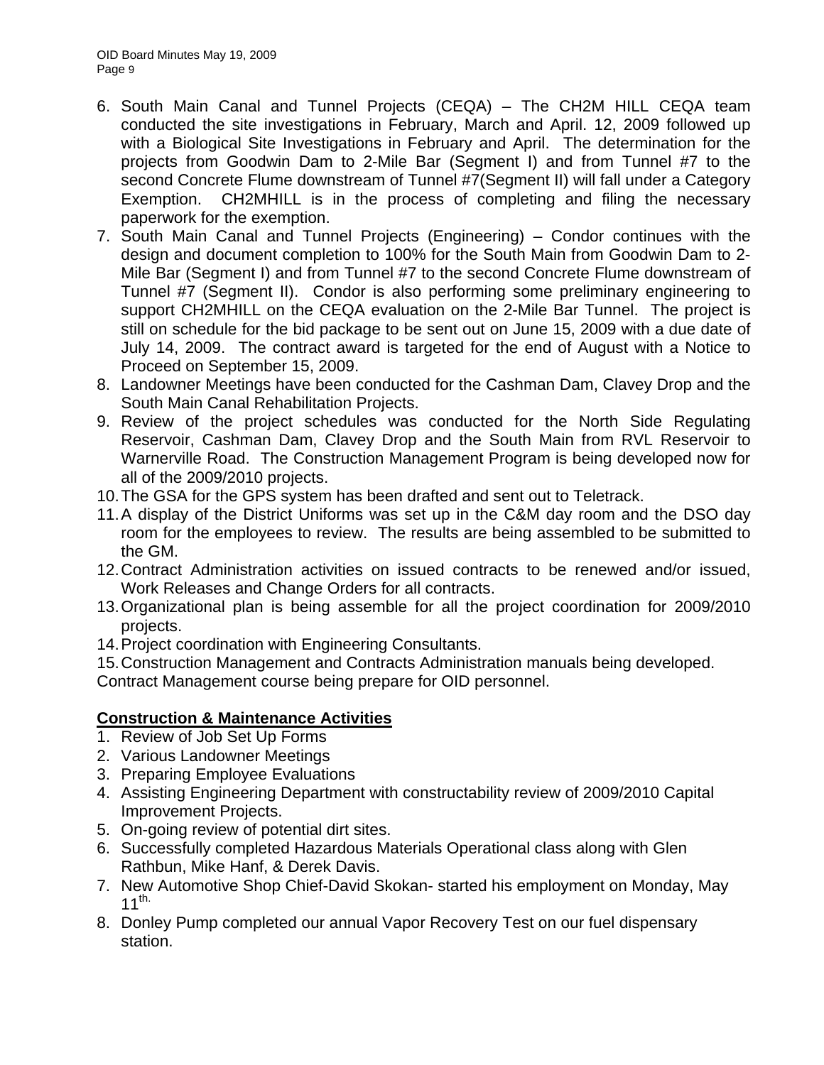6. South Main Canal and Tunnel Projects (CEQA) – The CH2M HILL CEQA team conducted the site investigations in February, March and April. 12, 2009 followed up with a Biological Site Investigations in February and April. The determination for the projects from Goodwin Dam to 2-Mile Bar (Segment I) and from Tunnel #7 to the second Concrete Flume downstream of Tunnel #7(Segment II) will fall under a Category Exemption. CH2MHILL is in the process of completing and filing the necessary paperwork for the exemption.
7. South Main Canal and Tunnel Projects (Engineering) – Condor continues with the design and document completion to 100% for the South Main from Goodwin Dam to 2-Mile Bar (Segment I) and from Tunnel #7 to the second Concrete Flume downstream of Tunnel #7 (Segment II). Condor is also performing some preliminary engineering to support CH2MHILL on the CEQA evaluation on the 2-Mile Bar Tunnel. The project is still on schedule for the bid package to be sent out on June 15, 2009 with a due date of July 14, 2009. The contract award is targeted for the end of August with a Notice to Proceed on September 15, 2009.
8. Landowner Meetings have been conducted for the Cashman Dam, Clavey Drop and the South Main Canal Rehabilitation Projects.
9. Review of the project schedules was conducted for the North Side Regulating Reservoir, Cashman Dam, Clavey Drop and the South Main from RVL Reservoir to Warnerville Road. The Construction Management Program is being developed now for all of the 2009/2010 projects.
10. The GSA for the GPS system has been drafted and sent out to Teletrack.
11. A display of the District Uniforms was set up in the C&M day room and the DSO day room for the employees to review. The results are being assembled to be submitted to the GM.
12. Contract Administration activities on issued contracts to be renewed and/or issued, Work Releases and Change Orders for all contracts.
13. Organizational plan is being assemble for all the project coordination for 2009/2010 projects.
14. Project coordination with Engineering Consultants.
15. Construction Management and Contracts Administration manuals being developed.

Contract Management course being prepare for OID personnel.

**Construction & Maintenance Activities**

1. Review of Job Set Up Forms
2. Various Landowner Meetings
3. Preparing Employee Evaluations
4. Assisting Engineering Department with constructability review of 2009/2010 Capital Improvement Projects.
5. On-going review of potential dirt sites.
6. Successfully completed Hazardous Materials Operational class along with Glen Rathbun, Mike Hanf, & Derek Davis.
7. New Automotive Shop Chief-David Skokan- started his employment on Monday, May 11th.
8. Donley Pump completed our annual Vapor Recovery Test on our fuel dispensary station.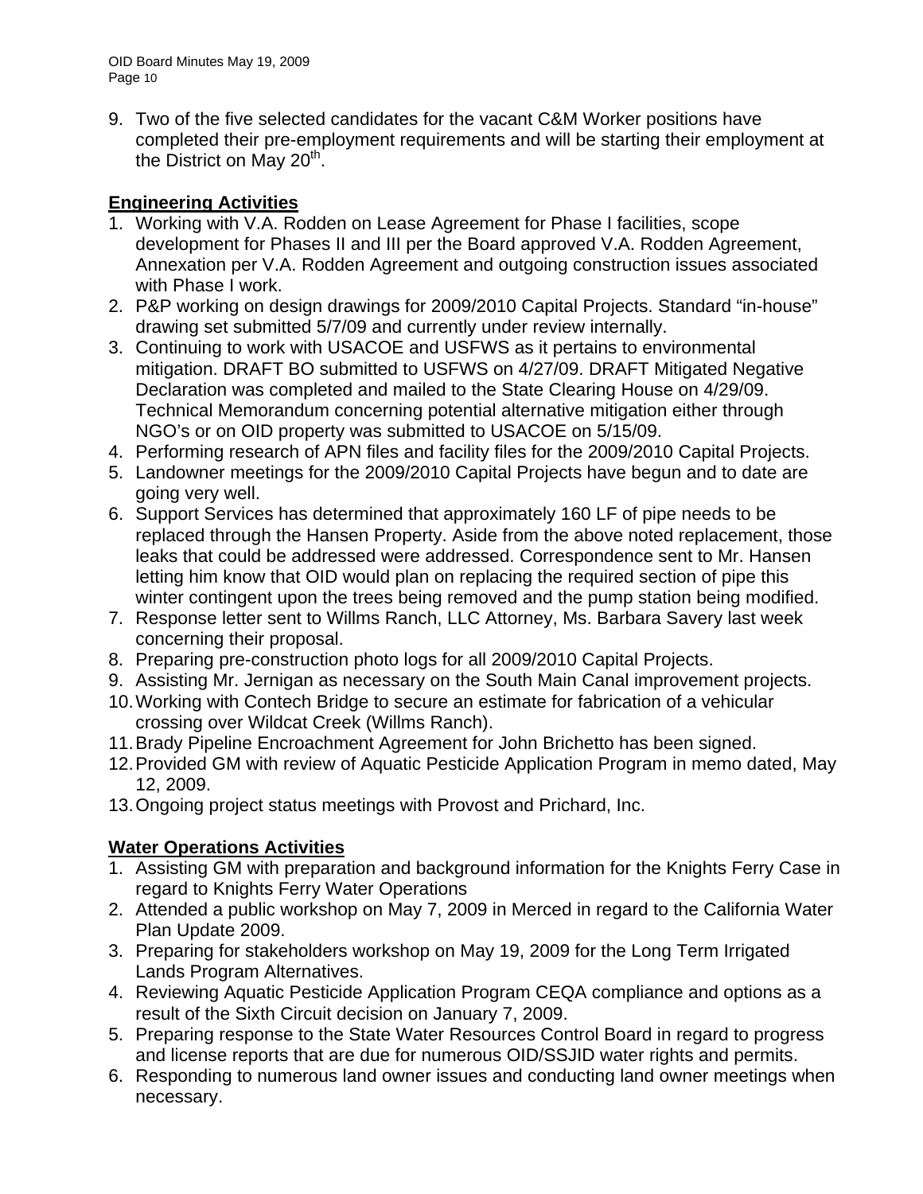9. Two of the five selected candidates for the vacant C&M Worker positions have completed their pre-employment requirements and will be starting their employment at the District on May 20th.

**Engineering Activities**

1. Working with V.A. Rodden on Lease Agreement for Phase I facilities, scope development for Phases II and III per the Board approved V.A. Rodden Agreement, Annexation per V.A. Rodden Agreement and outgoing construction issues associated with Phase I work.
2. P&P working on design drawings for 2009/2010 Capital Projects. Standard "in-house" drawing set submitted 5/7/09 and currently under review internally.
3. Continuing to work with USACOE and USFWS as it pertains to environmental mitigation. DRAFT BO submitted to USFWS on 4/27/09. DRAFT Mitigated Negative Declaration was completed and mailed to the State Clearing House on 4/29/09. Technical Memorandum concerning potential alternative mitigation either through NGO's or on OID property was submitted to USACOE on 5/15/09.
4. Performing research of APN files and facility files for the 2009/2010 Capital Projects.
5. Landowner meetings for the 2009/2010 Capital Projects have begun and to date are going very well.
6. Support Services has determined that approximately 160 LF of pipe needs to be replaced through the Hansen Property. Aside from the above noted replacement, those leaks that could be addressed were addressed. Correspondence sent to Mr. Hansen letting him know that OID would plan on replacing the required section of pipe this winter contingent upon the trees being removed and the pump station being modified.
7. Response letter sent to Willms Ranch, LLC Attorney, Ms. Barbara Savery last week concerning their proposal.
8. Preparing pre-construction photo logs for all 2009/2010 Capital Projects.
9. Assisting Mr. Jernigan as necessary on the South Main Canal improvement projects.
10. Working with Contech Bridge to secure an estimate for fabrication of a vehicular crossing over Wildcat Creek (Willms Ranch).
11. Brady Pipeline Encroachment Agreement for John Brichetto has been signed.
12. Provided GM with review of Aquatic Pesticide Application Program in memo dated, May 12, 2009.
13. Ongoing project status meetings with Provost and Prichard, Inc.

**Water Operations Activities**

1. Assisting GM with preparation and background information for the Knights Ferry Case in regard to Knights Ferry Water Operations
2. Attended a public workshop on May 7, 2009 in Merced in regard to the California Water Plan Update 2009.
3. Preparing for stakeholders workshop on May 19, 2009 for the Long Term Irrigated Lands Program Alternatives.
4. Reviewing Aquatic Pesticide Application Program CEQA compliance and options as a result of the Sixth Circuit decision on January 7, 2009.
5. Preparing response to the State Water Resources Control Board in regard to progress and license reports that are due for numerous OID/SSJID water rights and permits.
6. Responding to numerous land owner issues and conducting land owner meetings when necessary.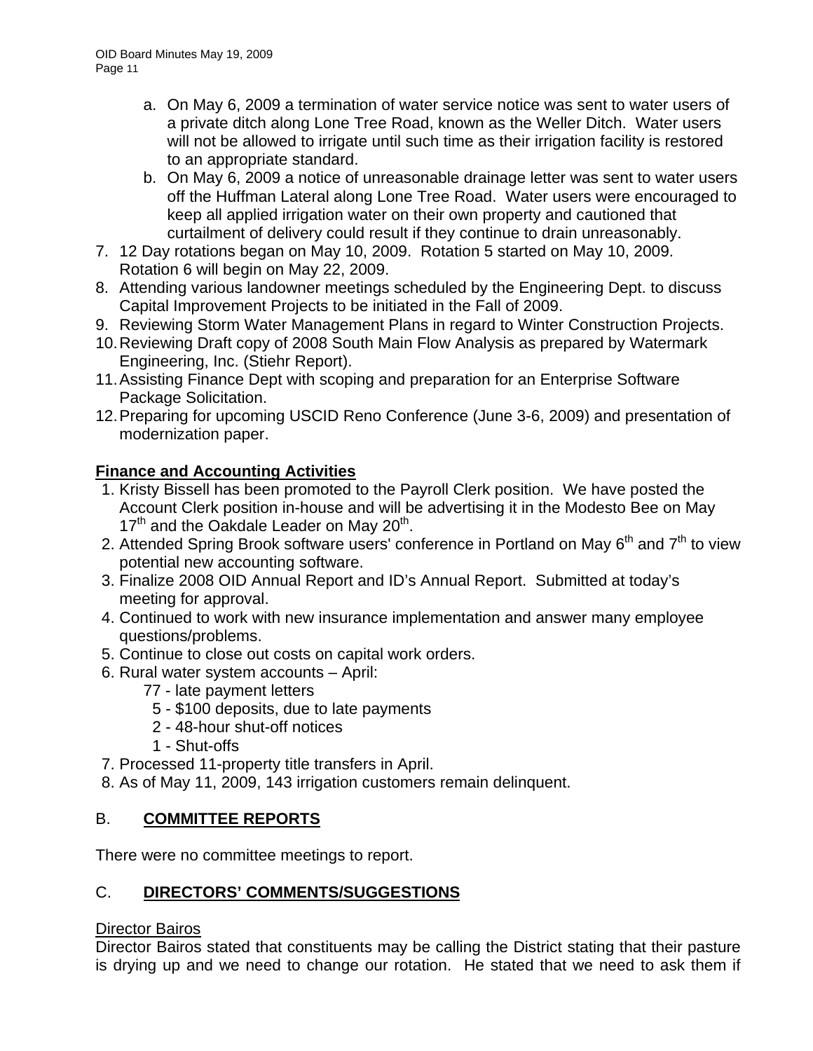a. On May 6, 2009 a termination of water service notice was sent to water users of a private ditch along Lone Tree Road, known as the Weller Ditch. Water users will not be allowed to irrigate until such time as their irrigation facility is restored to an appropriate standard.
   b. On May 6, 2009 a notice of unreasonable drainage letter was sent to water users off the Huffman Lateral along Lone Tree Road. Water users were encouraged to keep all applied irrigation water on their own property and cautioned that curtailment of delivery could result if they continue to drain unreasonably.

7. 12 Day rotations began on May 10, 2009. Rotation 5 started on May 10, 2009. Rotation 6 will begin on May 22, 2009.
8. Attending various landowner meetings scheduled by the Engineering Dept. to discuss Capital Improvement Projects to be initiated in the Fall of 2009.
9. Reviewing Storm Water Management Plans in regard to Winter Construction Projects.
10. Reviewing Draft copy of 2008 South Main Flow Analysis as prepared by Watermark Engineering, Inc. (Stiehr Report).
11. Assisting Finance Dept with scoping and preparation for an Enterprise Software Package Solicitation.
12. Preparing for upcoming USCID Reno Conference (June 3-6, 2009) and presentation of modernization paper.

**Finance and Accounting Activities**

1. Kristy Bissell has been promoted to the Payroll Clerk position. We have posted the Account Clerk position in-house and will be advertising it in the Modesto Bee on May 17th and the Oakdale Leader on May 20th.
2. Attended Spring Brook software users' conference in Portland on May 6th and 7th to view potential new accounting software.
3. Finalize 2008 OID Annual Report and ID's Annual Report. Submitted at today's meeting for approval.
4. Continued to work with new insurance implementation and answer many employee questions/problems.
5. Continue to close out costs on capital work orders.
6. Rural water system accounts – April:
   - 77 - late payment letters
   - 5 - $100 deposits, due to late payments
   - 2 - 48-hour shut-off notices
   - 1 - Shut-offs
7. Processed 11-property title transfers in April.
8. As of May 11, 2009, 143 irrigation customers remain delinquent.

## B. COMMITTEE REPORTS

There were no committee meetings to report.

## C. DIRECTORS' COMMENTS/SUGGESTIONS

Director Bairos

Director Bairos stated that constituents may be calling the District stating that their pasture is drying up and we need to change our rotation. He stated that we need to ask them if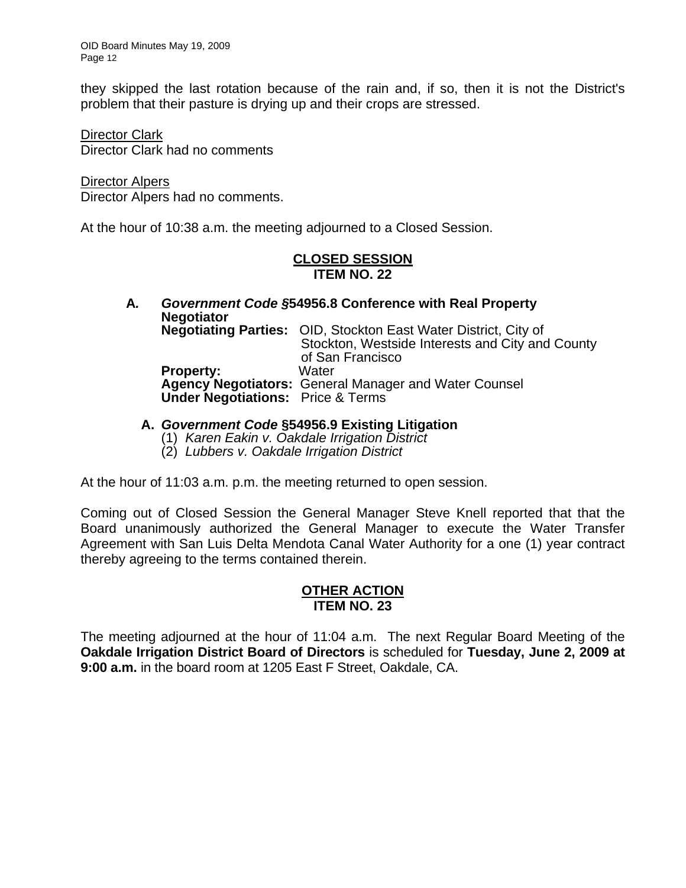they skipped the last rotation because of the rain and, if so, then it is not the District's problem that their pasture is drying up and their crops are stressed.

Director Clark
Director Clark had no comments

Director Alpers
Director Alpers had no comments.

At the hour of 10:38 a.m. the meeting adjourned to a Closed Session.

**CLOSED SESSION**
**ITEM NO. 22**

**A.** ***Government Code §*****54956.8 Conference with Real Property Negotiator**
**Negotiating Parties:** OID, Stockton East Water District, City of Stockton, Westside Interests and City and County of San Francisco
**Property:** Water
**Agency Negotiators:** General Manager and Water Counsel
**Under Negotiations:** Price & Terms

**A.** ***Government Code*** **§54956.9 Existing Litigation**
(1) *Karen Eakin v. Oakdale Irrigation District*
(2) *Lubbers v. Oakdale Irrigation District*

At the hour of 11:03 a.m. p.m. the meeting returned to open session.

Coming out of Closed Session the General Manager Steve Knell reported that that the Board unanimously authorized the General Manager to execute the Water Transfer Agreement with San Luis Delta Mendota Canal Water Authority for a one (1) year contract thereby agreeing to the terms contained therein.

**OTHER ACTION**
**ITEM NO. 23**

The meeting adjourned at the hour of 11:04 a.m. The next Regular Board Meeting of the **Oakdale Irrigation District Board of Directors** is scheduled for **Tuesday, June 2, 2009 at 9:00 a.m.** in the board room at 1205 East F Street, Oakdale, CA.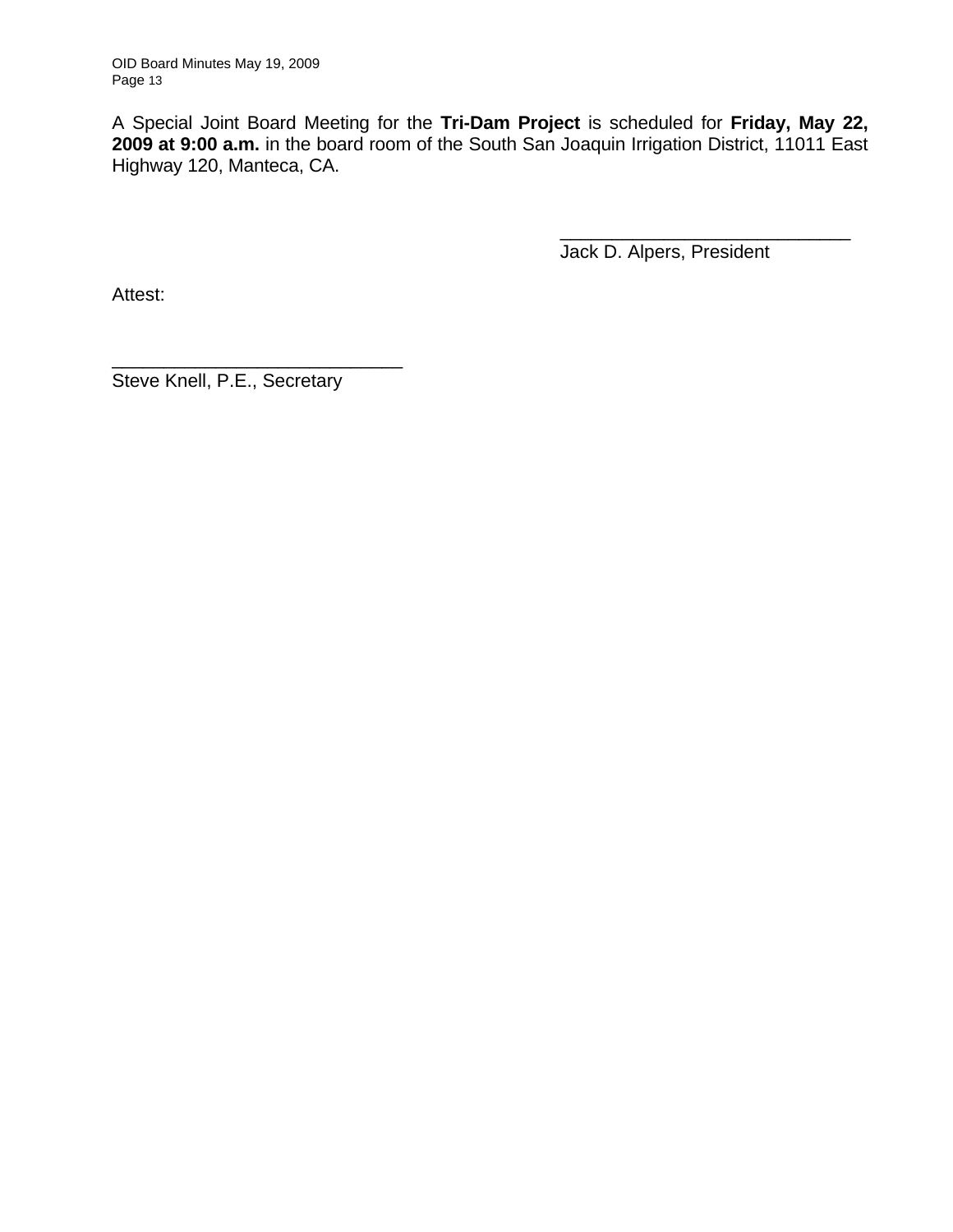A Special Joint Board Meeting for the **Tri-Dam Project** is scheduled for **Friday, May 22, 2009 at 9:00 a.m.** in the board room of the South San Joaquin Irrigation District, 11011 East Highway 120, Manteca, CA.

\_\_\_\_\_\_\_\_\_\_\_\_\_\_\_\_\_\_\_\_\_\_\_\_\_\_\_\_
Jack D. Alpers, President

Attest:

\_\_\_\_\_\_\_\_\_\_\_\_\_\_\_\_\_\_\_\_\_\_\_\_\_\_\_\_
Steve Knell, P.E., Secretary